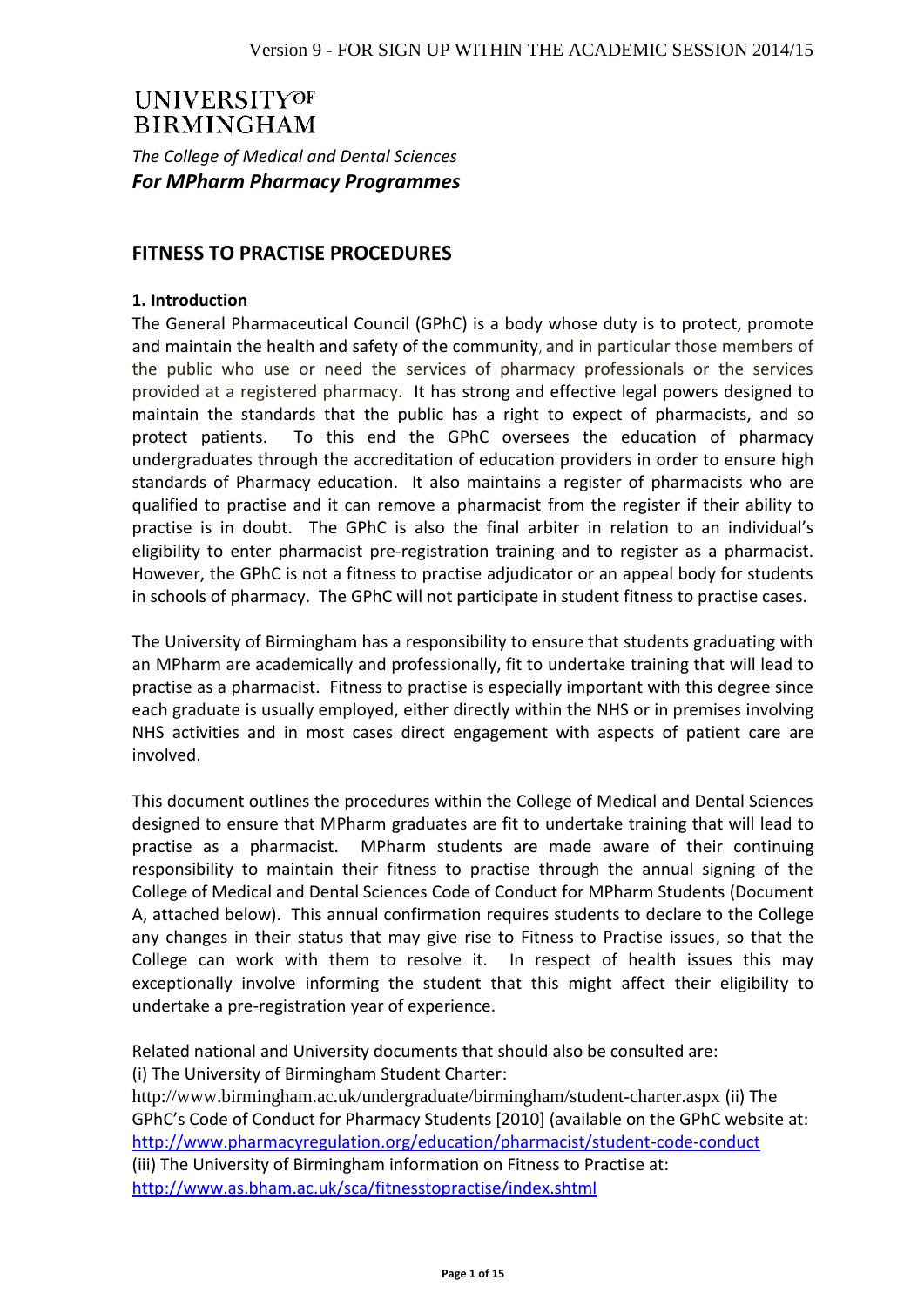Version 9 - FOR SIGN UP WITHIN THE ACADEMIC SESSION 2014/15

UNIVERSITY OF BIRMINGHAM

*The College of Medical and Dental Sciences*

***For MPharm Pharmacy Programmes***

## FITNESS TO PRACTISE PROCEDURES

### 1. Introduction

The General Pharmaceutical Council (GPhC) is a body whose duty is to protect, promote and maintain the health and safety of the community, and in particular those members of the public who use or need the services of pharmacy professionals or the services provided at a registered pharmacy. It has strong and effective legal powers designed to maintain the standards that the public has a right to expect of pharmacists, and so protect patients. To this end the GPhC oversees the education of pharmacy undergraduates through the accreditation of education providers in order to ensure high standards of Pharmacy education. It also maintains a register of pharmacists who are qualified to practise and it can remove a pharmacist from the register if their ability to practise is in doubt. The GPhC is also the final arbiter in relation to an individual's eligibility to enter pharmacist pre-registration training and to register as a pharmacist. However, the GPhC is not a fitness to practise adjudicator or an appeal body for students in schools of pharmacy. The GPhC will not participate in student fitness to practise cases.

The University of Birmingham has a responsibility to ensure that students graduating with an MPharm are academically and professionally, fit to undertake training that will lead to practise as a pharmacist. Fitness to practise is especially important with this degree since each graduate is usually employed, either directly within the NHS or in premises involving NHS activities and in most cases direct engagement with aspects of patient care are involved.

This document outlines the procedures within the College of Medical and Dental Sciences designed to ensure that MPharm graduates are fit to undertake training that will lead to practise as a pharmacist. MPharm students are made aware of their continuing responsibility to maintain their fitness to practise through the annual signing of the College of Medical and Dental Sciences Code of Conduct for MPharm Students (Document A, attached below). This annual confirmation requires students to declare to the College any changes in their status that may give rise to Fitness to Practise issues, so that the College can work with them to resolve it. In respect of health issues this may exceptionally involve informing the student that this might affect their eligibility to undertake a pre-registration year of experience.

Related national and University documents that should also be consulted are:
(i) The University of Birmingham Student Charter:
http://www.birmingham.ac.uk/undergraduate/birmingham/student-charter.aspx (ii) The GPhC's Code of Conduct for Pharmacy Students [2010] (available on the GPhC website at:
http://www.pharmacyregulation.org/education/pharmacist/student-code-conduct
(iii) The University of Birmingham information on Fitness to Practise at:
http://www.as.bham.ac.uk/sca/fitnesstopractise/index.shtml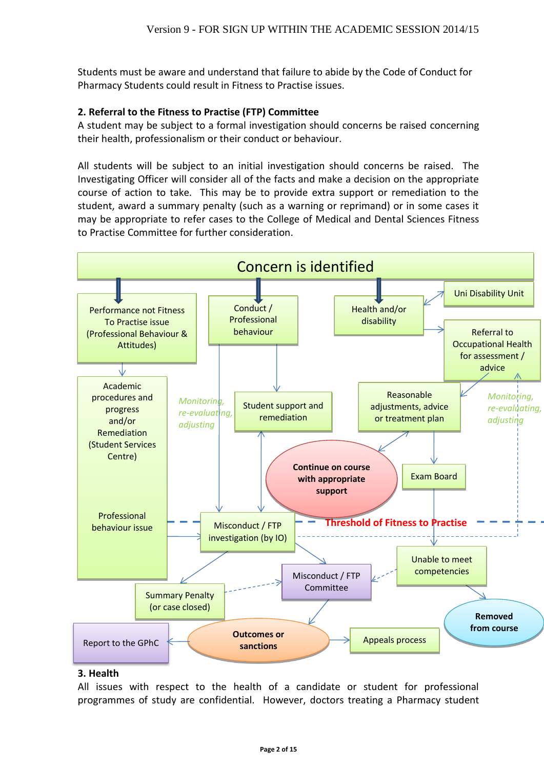Students must be aware and understand that failure to abide by the Code of Conduct for Pharmacy Students could result in Fitness to Practise issues.

**2. Referral to the Fitness to Practise (FTP) Committee**

A student may be subject to a formal investigation should concerns be raised concerning their health, professionalism or their conduct or behaviour.

All students will be subject to an initial investigation should concerns be raised. The Investigating Officer will consider all of the facts and make a decision on the appropriate course of action to take. This may be to provide extra support or remediation to the student, award a summary penalty (such as a warning or reprimand) or in some cases it may be appropriate to refer cases to the College of Medical and Dental Sciences Fitness to Practise Committee for further consideration.

Concern is identified

Performance not Fitness To Practise issue (Professional Behaviour & Attitudes)

Conduct / Professional behaviour

Health and/or disability

Uni Disability Unit

Referral to Occupational Health for assessment / advice

Academic procedures and progress and/or Remediation (Student Services Centre)

Professional behaviour issue

*Monitoring, re-evaluating, adjusting*

Student support and remediation

Reasonable adjustments, advice or treatment plan

*Monitoring, re-evaluating, adjusting*

**Continue on course with appropriate support**

Exam Board

Threshold of Fitness to Practise

Misconduct / FTP investigation (by IO)

Unable to meet competencies

Misconduct / FTP Committee

Summary Penalty (or case closed)

**Removed from course**

Report to the GPhC

**Outcomes or sanctions**

Appeals process

**3. Health**

All issues with respect to the health of a candidate or student for professional programmes of study are confidential. However, doctors treating a Pharmacy student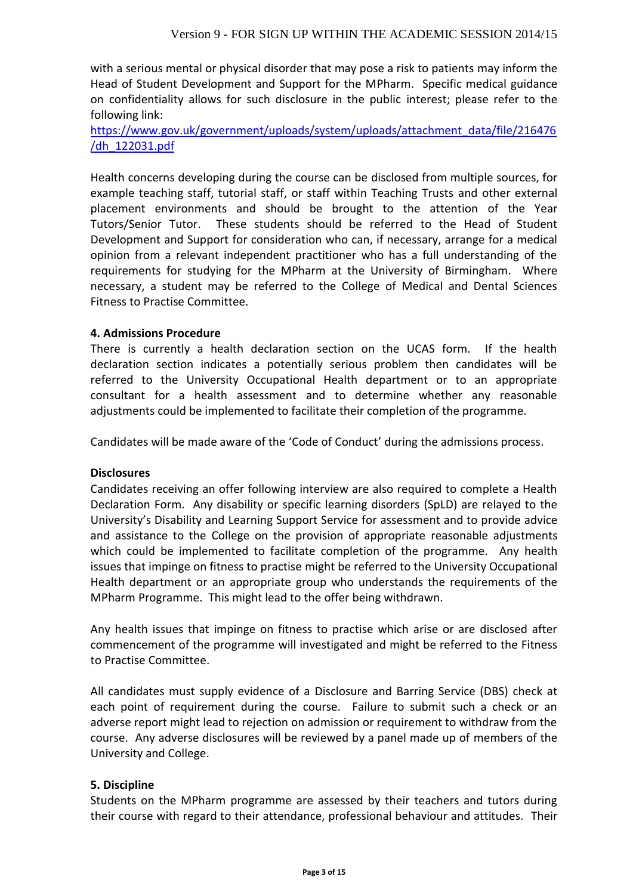with a serious mental or physical disorder that may pose a risk to patients may inform the Head of Student Development and Support for the MPharm. Specific medical guidance on confidentiality allows for such disclosure in the public interest; please refer to the following link:
https://www.gov.uk/government/uploads/system/uploads/attachment_data/file/216476/dh_122031.pdf

Health concerns developing during the course can be disclosed from multiple sources, for example teaching staff, tutorial staff, or staff within Teaching Trusts and other external placement environments and should be brought to the attention of the Year Tutors/Senior Tutor. These students should be referred to the Head of Student Development and Support for consideration who can, if necessary, arrange for a medical opinion from a relevant independent practitioner who has a full understanding of the requirements for studying for the MPharm at the University of Birmingham. Where necessary, a student may be referred to the College of Medical and Dental Sciences Fitness to Practise Committee.

### 4. Admissions Procedure

There is currently a health declaration section on the UCAS form. If the health declaration section indicates a potentially serious problem then candidates will be referred to the University Occupational Health department or to an appropriate consultant for a health assessment and to determine whether any reasonable adjustments could be implemented to facilitate their completion of the programme.

Candidates will be made aware of the 'Code of Conduct' during the admissions process.

#### Disclosures

Candidates receiving an offer following interview are also required to complete a Health Declaration Form. Any disability or specific learning disorders (SpLD) are relayed to the University's Disability and Learning Support Service for assessment and to provide advice and assistance to the College on the provision of appropriate reasonable adjustments which could be implemented to facilitate completion of the programme. Any health issues that impinge on fitness to practise might be referred to the University Occupational Health department or an appropriate group who understands the requirements of the MPharm Programme. This might lead to the offer being withdrawn.

Any health issues that impinge on fitness to practise which arise or are disclosed after commencement of the programme will investigated and might be referred to the Fitness to Practise Committee.

All candidates must supply evidence of a Disclosure and Barring Service (DBS) check at each point of requirement during the course. Failure to submit such a check or an adverse report might lead to rejection on admission or requirement to withdraw from the course. Any adverse disclosures will be reviewed by a panel made up of members of the University and College.

### 5. Discipline

Students on the MPharm programme are assessed by their teachers and tutors during their course with regard to their attendance, professional behaviour and attitudes. Their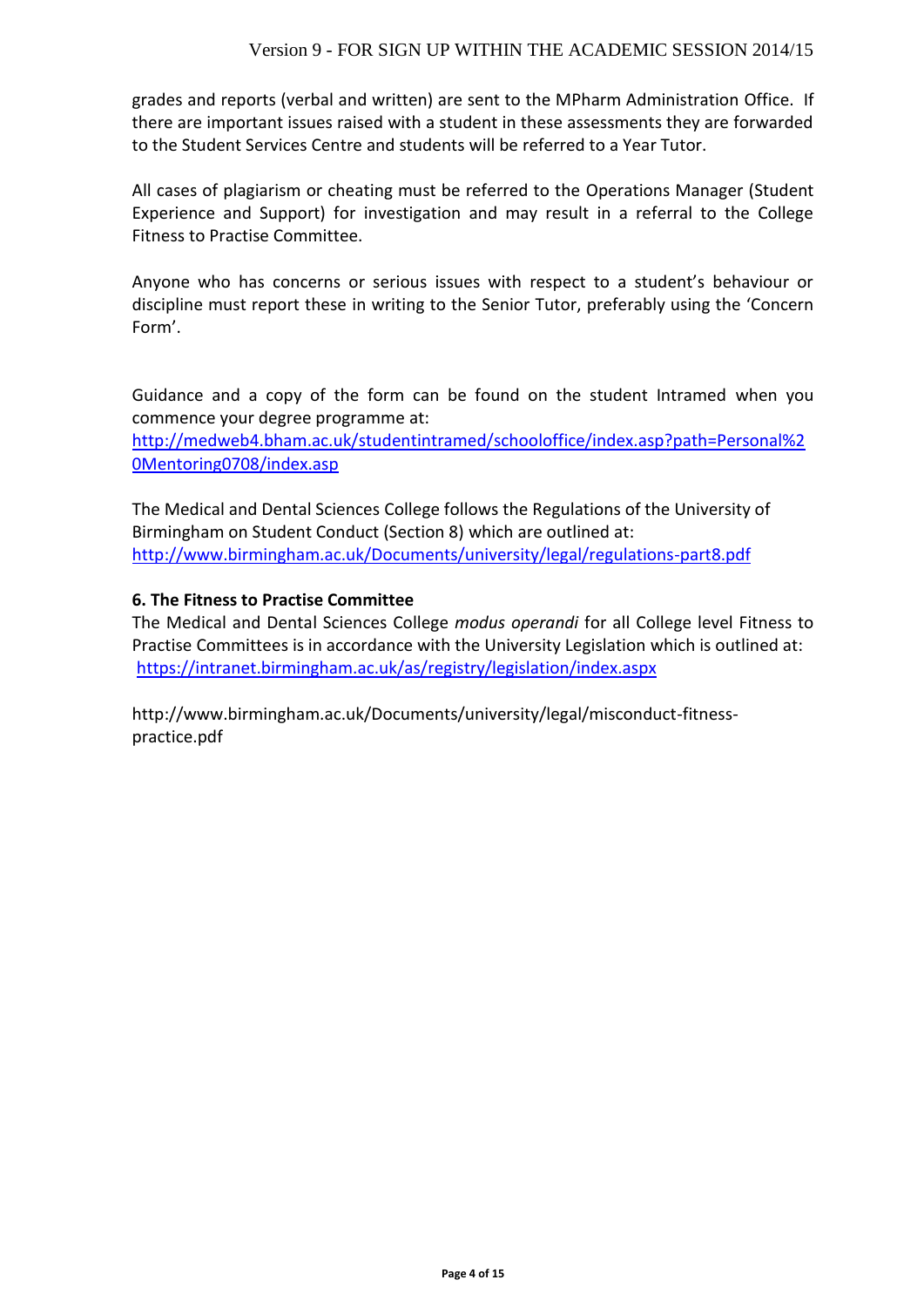grades and reports (verbal and written) are sent to the MPharm Administration Office. If there are important issues raised with a student in these assessments they are forwarded to the Student Services Centre and students will be referred to a Year Tutor.

All cases of plagiarism or cheating must be referred to the Operations Manager (Student Experience and Support) for investigation and may result in a referral to the College Fitness to Practise Committee.

Anyone who has concerns or serious issues with respect to a student's behaviour or discipline must report these in writing to the Senior Tutor, preferably using the 'Concern Form'.

Guidance and a copy of the form can be found on the student Intramed when you commence your degree programme at:
http://medweb4.bham.ac.uk/studentintramed/schooloffice/index.asp?path=Personal%20Mentoring0708/index.asp

The Medical and Dental Sciences College follows the Regulations of the University of Birmingham on Student Conduct (Section 8) which are outlined at:
http://www.birmingham.ac.uk/Documents/university/legal/regulations-part8.pdf

**6. The Fitness to Practise Committee**

The Medical and Dental Sciences College *modus operandi* for all College level Fitness to Practise Committees is in accordance with the University Legislation which is outlined at:
https://intranet.birmingham.ac.uk/as/registry/legislation/index.aspx

http://www.birmingham.ac.uk/Documents/university/legal/misconduct-fitness-practice.pdf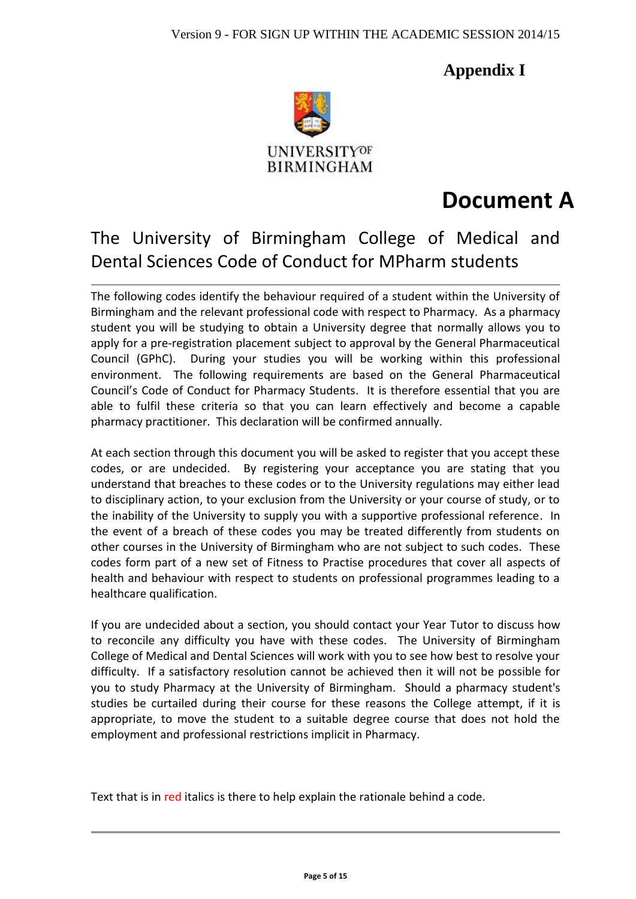Version 9 - FOR SIGN UP WITHIN THE ACADEMIC SESSION 2014/15

**Appendix I**

UNIVERSITY OF BIRMINGHAM

# Document A

## The University of Birmingham College of Medical and Dental Sciences Code of Conduct for MPharm students

---

The following codes identify the behaviour required of a student within the University of Birmingham and the relevant professional code with respect to Pharmacy. As a pharmacy student you will be studying to obtain a University degree that normally allows you to apply for a pre-registration placement subject to approval by the General Pharmaceutical Council (GPhC). During your studies you will be working within this professional environment. The following requirements are based on the General Pharmaceutical Council's Code of Conduct for Pharmacy Students. It is therefore essential that you are able to fulfil these criteria so that you can learn effectively and become a capable pharmacy practitioner. This declaration will be confirmed annually.

At each section through this document you will be asked to register that you accept these codes, or are undecided. By registering your acceptance you are stating that you understand that breaches to these codes or to the University regulations may either lead to disciplinary action, to your exclusion from the University or your course of study, or to the inability of the University to supply you with a supportive professional reference. In the event of a breach of these codes you may be treated differently from students on other courses in the University of Birmingham who are not subject to such codes. These codes form part of a new set of Fitness to Practise procedures that cover all aspects of health and behaviour with respect to students on professional programmes leading to a healthcare qualification.

If you are undecided about a section, you should contact your Year Tutor to discuss how to reconcile any difficulty you have with these codes. The University of Birmingham College of Medical and Dental Sciences will work with you to see how best to resolve your difficulty. If a satisfactory resolution cannot be achieved then it will not be possible for you to study Pharmacy at the University of Birmingham. Should a pharmacy student's studies be curtailed during their course for these reasons the College attempt, if it is appropriate, to move the student to a suitable degree course that does not hold the employment and professional restrictions implicit in Pharmacy.

Text that is in red italics is there to help explain the rationale behind a code.

---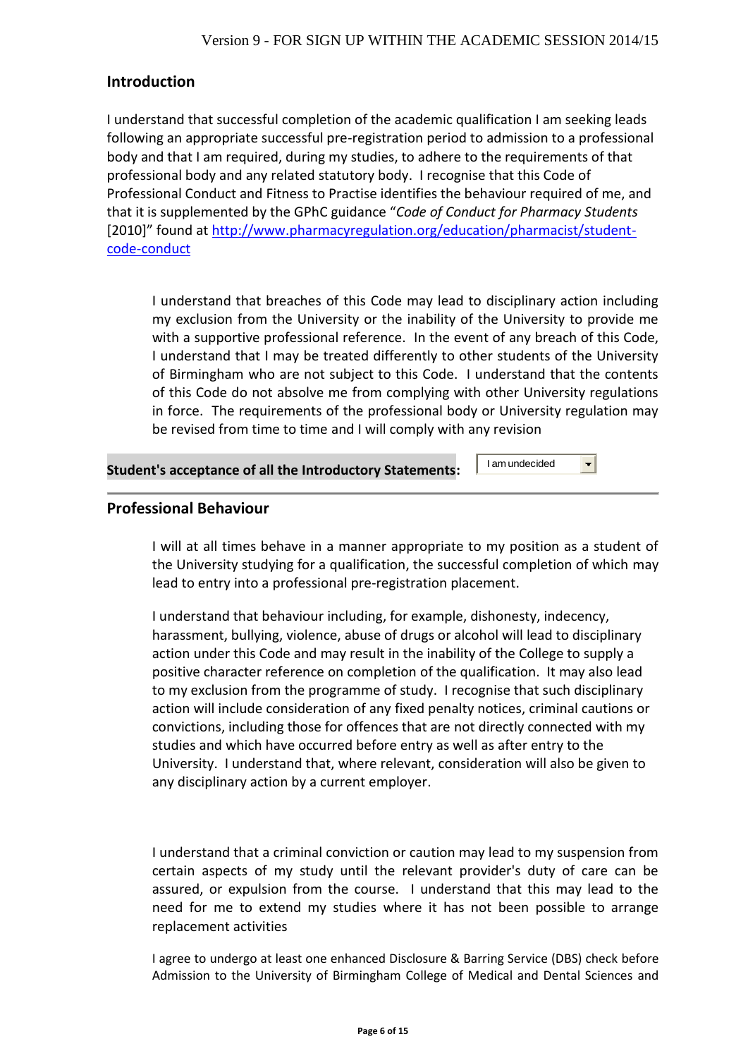## Introduction

I understand that successful completion of the academic qualification I am seeking leads following an appropriate successful pre-registration period to admission to a professional body and that I am required, during my studies, to adhere to the requirements of that professional body and any related statutory body. I recognise that this Code of Professional Conduct and Fitness to Practise identifies the behaviour required of me, and that it is supplemented by the GPhC guidance "*Code of Conduct for Pharmacy Students* [2010]" found at http://www.pharmacyregulation.org/education/pharmacist/student-code-conduct

> I understand that breaches of this Code may lead to disciplinary action including my exclusion from the University or the inability of the University to provide me with a supportive professional reference. In the event of any breach of this Code, I understand that I may be treated differently to other students of the University of Birmingham who are not subject to this Code. I understand that the contents of this Code do not absolve me from complying with other University regulations in force. The requirements of the professional body or University regulation may be revised from time to time and I will comply with any revision

**Student's acceptance of all the Introductory Statements:** I am undecided

---

## Professional Behaviour

> I will at all times behave in a manner appropriate to my position as a student of the University studying for a qualification, the successful completion of which may lead to entry into a professional pre-registration placement.
>
> I understand that behaviour including, for example, dishonesty, indecency, harassment, bullying, violence, abuse of drugs or alcohol will lead to disciplinary action under this Code and may result in the inability of the College to supply a positive character reference on completion of the qualification. It may also lead to my exclusion from the programme of study. I recognise that such disciplinary action will include consideration of any fixed penalty notices, criminal cautions or convictions, including those for offences that are not directly connected with my studies and which have occurred before entry as well as after entry to the University. I understand that, where relevant, consideration will also be given to any disciplinary action by a current employer.
>
> I understand that a criminal conviction or caution may lead to my suspension from certain aspects of my study until the relevant provider's duty of care can be assured, or expulsion from the course. I understand that this may lead to the need for me to extend my studies where it has not been possible to arrange replacement activities
>
> I agree to undergo at least one enhanced Disclosure & Barring Service (DBS) check before Admission to the University of Birmingham College of Medical and Dental Sciences and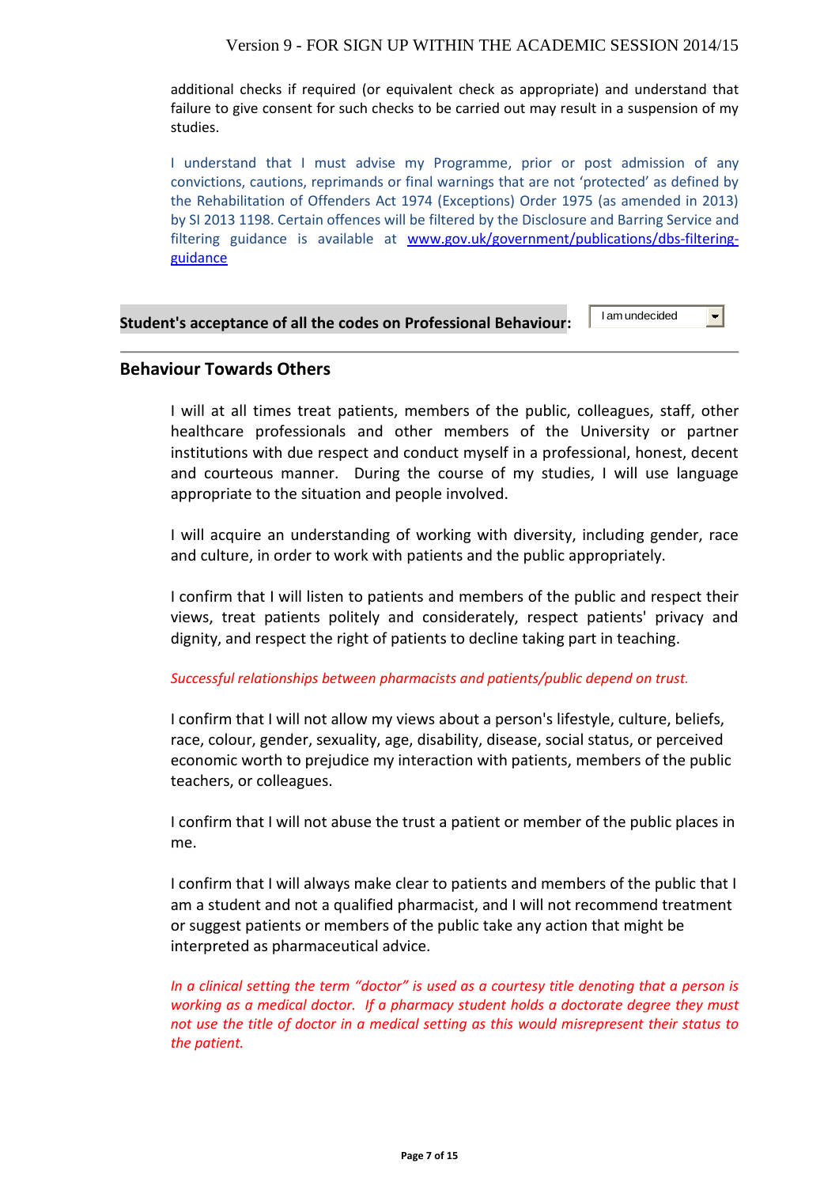additional checks if required (or equivalent check as appropriate) and understand that failure to give consent for such checks to be carried out may result in a suspension of my studies.

I understand that I must advise my Programme, prior or post admission of any convictions, cautions, reprimands or final warnings that are not 'protected' as defined by the Rehabilitation of Offenders Act 1974 (Exceptions) Order 1975 (as amended in 2013) by SI 2013 1198. Certain offences will be filtered by the Disclosure and Barring Service and filtering guidance is available at [www.gov.uk/government/publications/dbs-filtering-guidance](http://www.gov.uk/government/publications/dbs-filtering-guidance)

**Student's acceptance of all the codes on Professional Behaviour:** I am undecided

## Behaviour Towards Others

I will at all times treat patients, members of the public, colleagues, staff, other healthcare professionals and other members of the University or partner institutions with due respect and conduct myself in a professional, honest, decent and courteous manner. During the course of my studies, I will use language appropriate to the situation and people involved.

I will acquire an understanding of working with diversity, including gender, race and culture, in order to work with patients and the public appropriately.

I confirm that I will listen to patients and members of the public and respect their views, treat patients politely and considerately, respect patients' privacy and dignity, and respect the right of patients to decline taking part in teaching.

*Successful relationships between pharmacists and patients/public depend on trust.*

I confirm that I will not allow my views about a person's lifestyle, culture, beliefs, race, colour, gender, sexuality, age, disability, disease, social status, or perceived economic worth to prejudice my interaction with patients, members of the public teachers, or colleagues.

I confirm that I will not abuse the trust a patient or member of the public places in me.

I confirm that I will always make clear to patients and members of the public that I am a student and not a qualified pharmacist, and I will not recommend treatment or suggest patients or members of the public take any action that might be interpreted as pharmaceutical advice.

*In a clinical setting the term "doctor" is used as a courtesy title denoting that a person is working as a medical doctor. If a pharmacy student holds a doctorate degree they must not use the title of doctor in a medical setting as this would misrepresent their status to the patient.*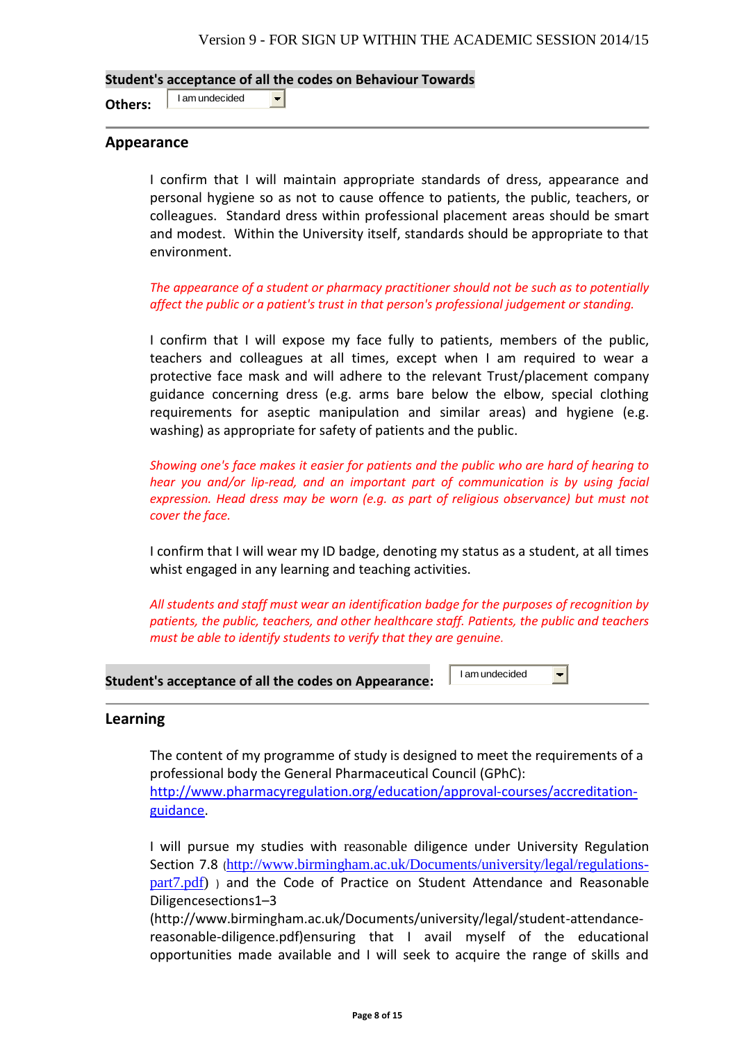**Student's acceptance of all the codes on Behaviour Towards Others:** I am undecided

---

## Appearance

I confirm that I will maintain appropriate standards of dress, appearance and personal hygiene so as not to cause offence to patients, the public, teachers, or colleagues. Standard dress within professional placement areas should be smart and modest. Within the University itself, standards should be appropriate to that environment.

*The appearance of a student or pharmacy practitioner should not be such as to potentially affect the public or a patient's trust in that person's professional judgement or standing.*

I confirm that I will expose my face fully to patients, members of the public, teachers and colleagues at all times, except when I am required to wear a protective face mask and will adhere to the relevant Trust/placement company guidance concerning dress (e.g. arms bare below the elbow, special clothing requirements for aseptic manipulation and similar areas) and hygiene (e.g. washing) as appropriate for safety of patients and the public.

*Showing one's face makes it easier for patients and the public who are hard of hearing to hear you and/or lip-read, and an important part of communication is by using facial expression. Head dress may be worn (e.g. as part of religious observance) but must not cover the face.*

I confirm that I will wear my ID badge, denoting my status as a student, at all times whist engaged in any learning and teaching activities.

*All students and staff must wear an identification badge for the purposes of recognition by patients, the public, teachers, and other healthcare staff. Patients, the public and teachers must be able to identify students to verify that they are genuine.*

**Student's acceptance of all the codes on Appearance:** I am undecided

---

## Learning

The content of my programme of study is designed to meet the requirements of a professional body the General Pharmaceutical Council (GPhC): http://www.pharmacyregulation.org/education/approval-courses/accreditation-guidance.

I will pursue my studies with reasonable diligence under University Regulation Section 7.8 (http://www.birmingham.ac.uk/Documents/university/legal/regulations-part7.pdf) ) and the Code of Practice on Student Attendance and Reasonable Diligencesections1–3 (http://www.birmingham.ac.uk/Documents/university/legal/student-attendance-reasonable-diligence.pdf)ensuring that I avail myself of the educational opportunities made available and I will seek to acquire the range of skills and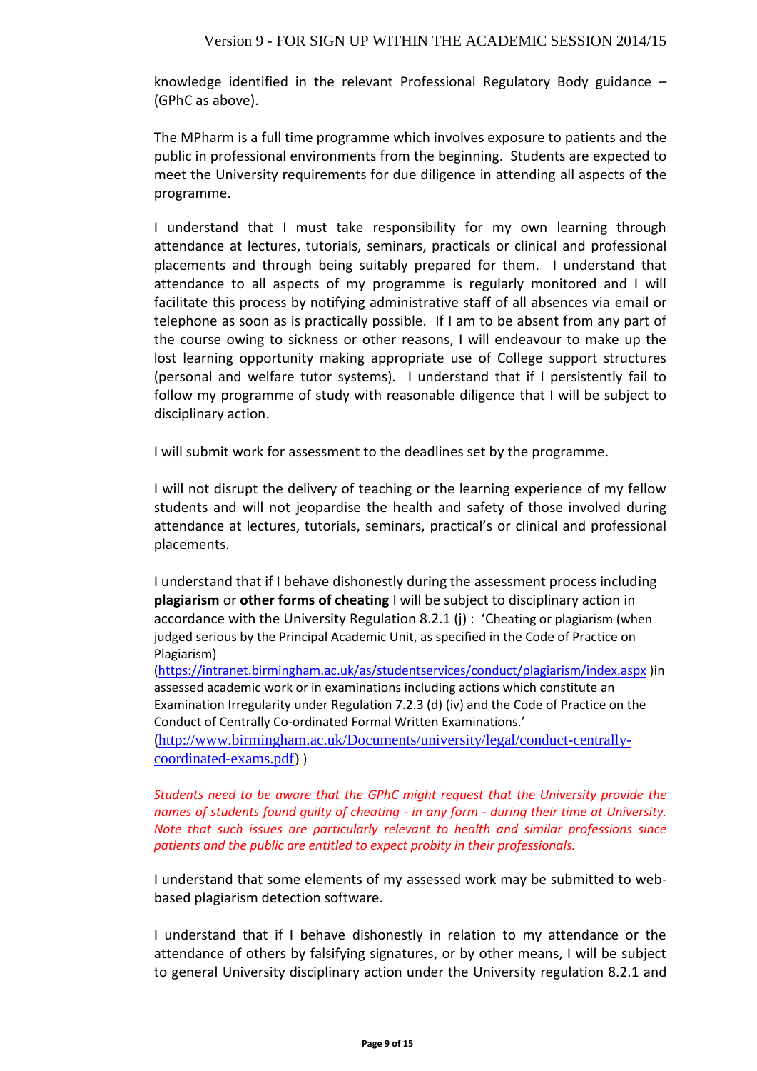knowledge identified in the relevant Professional Regulatory Body guidance – (GPhC as above).

The MPharm is a full time programme which involves exposure to patients and the public in professional environments from the beginning. Students are expected to meet the University requirements for due diligence in attending all aspects of the programme.

I understand that I must take responsibility for my own learning through attendance at lectures, tutorials, seminars, practicals or clinical and professional placements and through being suitably prepared for them. I understand that attendance to all aspects of my programme is regularly monitored and I will facilitate this process by notifying administrative staff of all absences via email or telephone as soon as is practically possible. If I am to be absent from any part of the course owing to sickness or other reasons, I will endeavour to make up the lost learning opportunity making appropriate use of College support structures (personal and welfare tutor systems). I understand that if I persistently fail to follow my programme of study with reasonable diligence that I will be subject to disciplinary action.

I will submit work for assessment to the deadlines set by the programme.

I will not disrupt the delivery of teaching or the learning experience of my fellow students and will not jeopardise the health and safety of those involved during attendance at lectures, tutorials, seminars, practical's or clinical and professional placements.

I understand that if I behave dishonestly during the assessment process including **plagiarism** or **other forms of cheating** I will be subject to disciplinary action in accordance with the University Regulation 8.2.1 (j) : 'Cheating or plagiarism (when judged serious by the Principal Academic Unit, as specified in the Code of Practice on Plagiarism) (https://intranet.birmingham.ac.uk/as/studentservices/conduct/plagiarism/index.aspx )in assessed academic work or in examinations including actions which constitute an Examination Irregularity under Regulation 7.2.3 (d) (iv) and the Code of Practice on the Conduct of Centrally Co-ordinated Formal Written Examinations.' (http://www.birmingham.ac.uk/Documents/university/legal/conduct-centrally-coordinated-exams.pdf) )

*Students need to be aware that the GPhC might request that the University provide the names of students found guilty of cheating - in any form - during their time at University. Note that such issues are particularly relevant to health and similar professions since patients and the public are entitled to expect probity in their professionals.*

I understand that some elements of my assessed work may be submitted to web-based plagiarism detection software.

I understand that if I behave dishonestly in relation to my attendance or the attendance of others by falsifying signatures, or by other means, I will be subject to general University disciplinary action under the University regulation 8.2.1 and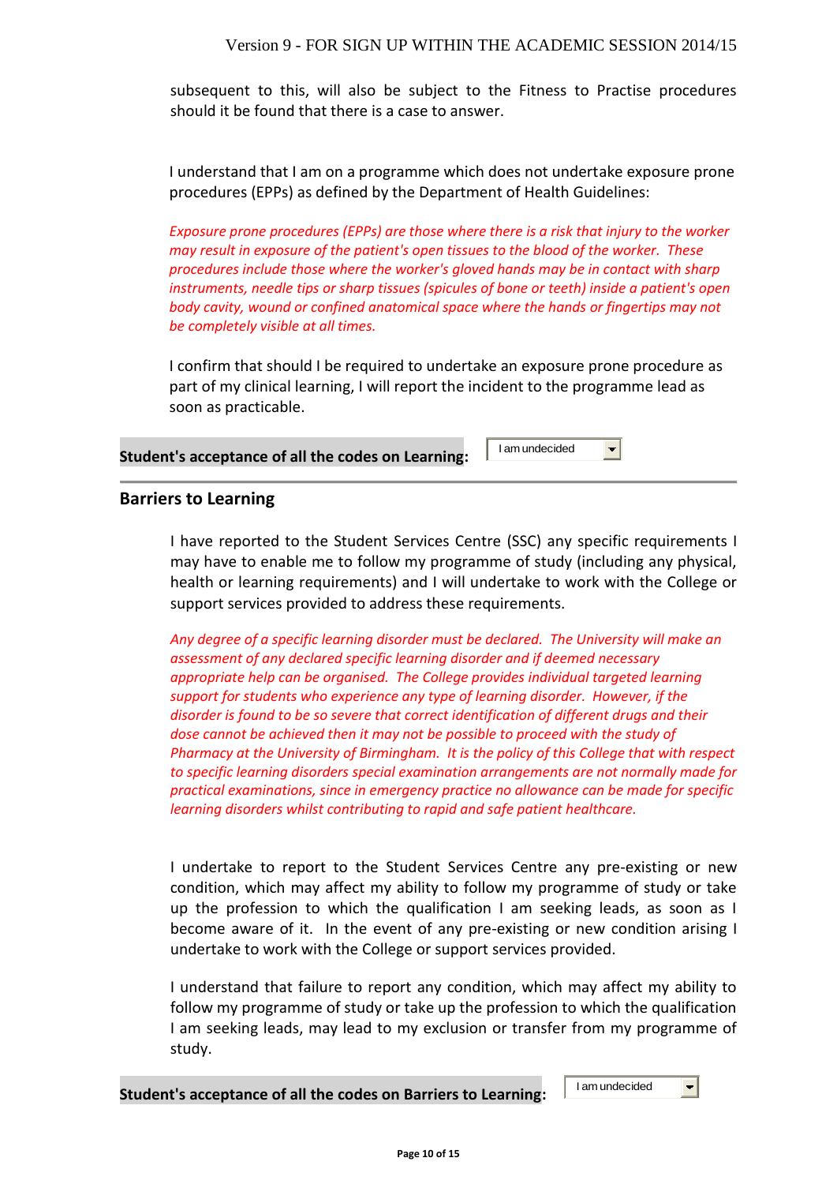subsequent to this, will also be subject to the Fitness to Practise procedures should it be found that there is a case to answer.

I understand that I am on a programme which does not undertake exposure prone procedures (EPPs) as defined by the Department of Health Guidelines:

*Exposure prone procedures (EPPs) are those where there is a risk that injury to the worker may result in exposure of the patient's open tissues to the blood of the worker. These procedures include those where the worker's gloved hands may be in contact with sharp instruments, needle tips or sharp tissues (spicules of bone or teeth) inside a patient's open body cavity, wound or confined anatomical space where the hands or fingertips may not be completely visible at all times.*

I confirm that should I be required to undertake an exposure prone procedure as part of my clinical learning, I will report the incident to the programme lead as soon as practicable.

**Student's acceptance of all the codes on Learning:** I am undecided

## Barriers to Learning

I have reported to the Student Services Centre (SSC) any specific requirements I may have to enable me to follow my programme of study (including any physical, health or learning requirements) and I will undertake to work with the College or support services provided to address these requirements.

*Any degree of a specific learning disorder must be declared. The University will make an assessment of any declared specific learning disorder and if deemed necessary appropriate help can be organised. The College provides individual targeted learning support for students who experience any type of learning disorder. However, if the disorder is found to be so severe that correct identification of different drugs and their dose cannot be achieved then it may not be possible to proceed with the study of Pharmacy at the University of Birmingham. It is the policy of this College that with respect to specific learning disorders special examination arrangements are not normally made for practical examinations, since in emergency practice no allowance can be made for specific learning disorders whilst contributing to rapid and safe patient healthcare.*

I undertake to report to the Student Services Centre any pre-existing or new condition, which may affect my ability to follow my programme of study or take up the profession to which the qualification I am seeking leads, as soon as I become aware of it. In the event of any pre-existing or new condition arising I undertake to work with the College or support services provided.

I understand that failure to report any condition, which may affect my ability to follow my programme of study or take up the profession to which the qualification I am seeking leads, may lead to my exclusion or transfer from my programme of study.

**Student's acceptance of all the codes on Barriers to Learning:** I am undecided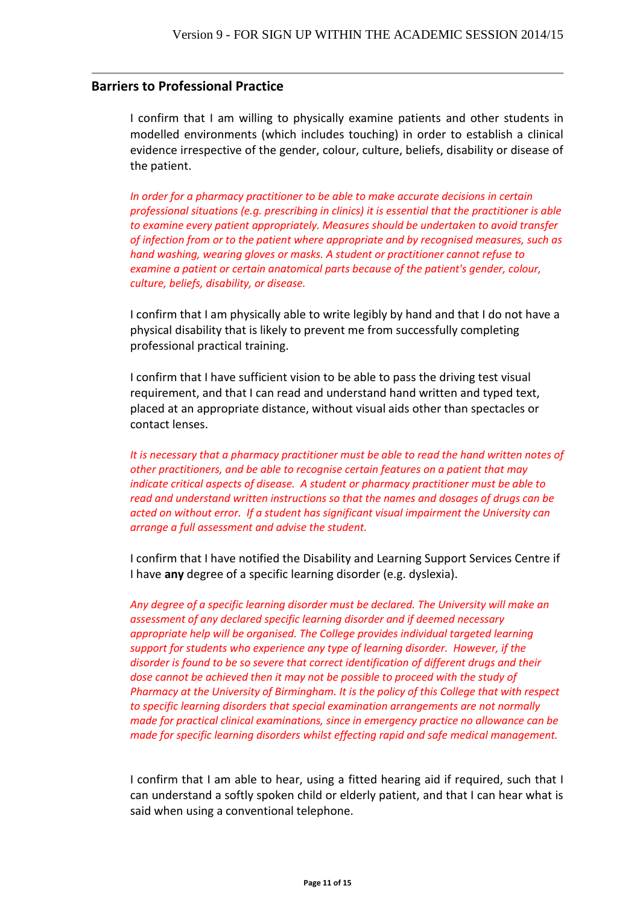## Barriers to Professional Practice

I confirm that I am willing to physically examine patients and other students in modelled environments (which includes touching) in order to establish a clinical evidence irrespective of the gender, colour, culture, beliefs, disability or disease of the patient.

*In order for a pharmacy practitioner to be able to make accurate decisions in certain professional situations (e.g. prescribing in clinics) it is essential that the practitioner is able to examine every patient appropriately. Measures should be undertaken to avoid transfer of infection from or to the patient where appropriate and by recognised measures, such as hand washing, wearing gloves or masks. A student or practitioner cannot refuse to examine a patient or certain anatomical parts because of the patient's gender, colour, culture, beliefs, disability, or disease.*

I confirm that I am physically able to write legibly by hand and that I do not have a physical disability that is likely to prevent me from successfully completing professional practical training.

I confirm that I have sufficient vision to be able to pass the driving test visual requirement, and that I can read and understand hand written and typed text, placed at an appropriate distance, without visual aids other than spectacles or contact lenses.

*It is necessary that a pharmacy practitioner must be able to read the hand written notes of other practitioners, and be able to recognise certain features on a patient that may indicate critical aspects of disease. A student or pharmacy practitioner must be able to read and understand written instructions so that the names and dosages of drugs can be acted on without error. If a student has significant visual impairment the University can arrange a full assessment and advise the student.*

I confirm that I have notified the Disability and Learning Support Services Centre if I have **any** degree of a specific learning disorder (e.g. dyslexia).

*Any degree of a specific learning disorder must be declared. The University will make an assessment of any declared specific learning disorder and if deemed necessary appropriate help will be organised. The College provides individual targeted learning support for students who experience any type of learning disorder. However, if the disorder is found to be so severe that correct identification of different drugs and their dose cannot be achieved then it may not be possible to proceed with the study of Pharmacy at the University of Birmingham. It is the policy of this College that with respect to specific learning disorders that special examination arrangements are not normally made for practical clinical examinations, since in emergency practice no allowance can be made for specific learning disorders whilst effecting rapid and safe medical management.*

I confirm that I am able to hear, using a fitted hearing aid if required, such that I can understand a softly spoken child or elderly patient, and that I can hear what is said when using a conventional telephone.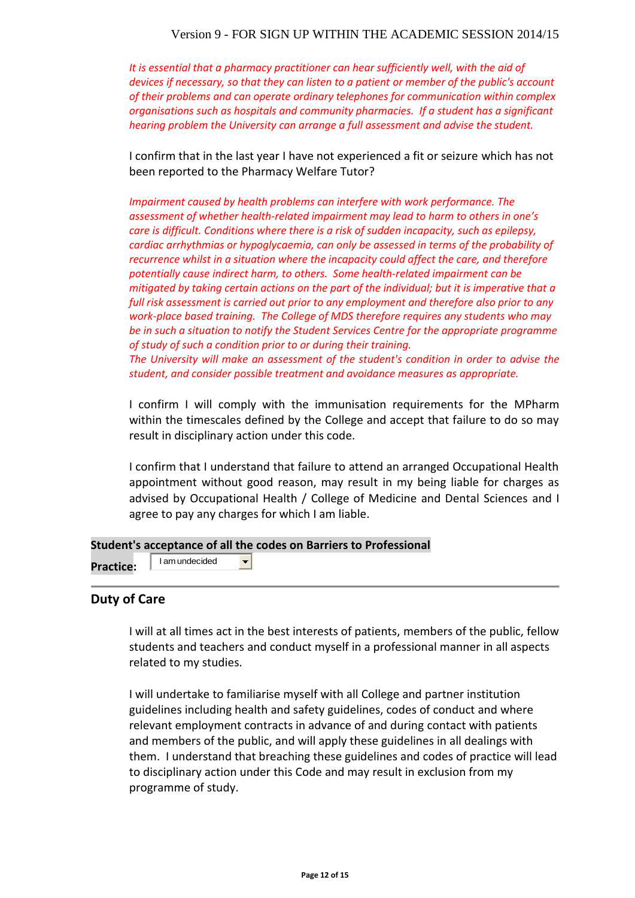*It is essential that a pharmacy practitioner can hear sufficiently well, with the aid of devices if necessary, so that they can listen to a patient or member of the public's account of their problems and can operate ordinary telephones for communication within complex organisations such as hospitals and community pharmacies. If a student has a significant hearing problem the University can arrange a full assessment and advise the student.*

I confirm that in the last year I have not experienced a fit or seizure which has not been reported to the Pharmacy Welfare Tutor?

*Impairment caused by health problems can interfere with work performance. The assessment of whether health-related impairment may lead to harm to others in one's care is difficult. Conditions where there is a risk of sudden incapacity, such as epilepsy, cardiac arrhythmias or hypoglycaemia, can only be assessed in terms of the probability of recurrence whilst in a situation where the incapacity could affect the care, and therefore potentially cause indirect harm, to others. Some health-related impairment can be mitigated by taking certain actions on the part of the individual; but it is imperative that a full risk assessment is carried out prior to any employment and therefore also prior to any work-place based training. The College of MDS therefore requires any students who may be in such a situation to notify the Student Services Centre for the appropriate programme of study of such a condition prior to or during their training.*
*The University will make an assessment of the student's condition in order to advise the student, and consider possible treatment and avoidance measures as appropriate.*

I confirm I will comply with the immunisation requirements for the MPharm within the timescales defined by the College and accept that failure to do so may result in disciplinary action under this code.

I confirm that I understand that failure to attend an arranged Occupational Health appointment without good reason, may result in my being liable for charges as advised by Occupational Health / College of Medicine and Dental Sciences and I agree to pay any charges for which I am liable.

**Student's acceptance of all the codes on Barriers to Professional Practice:** I am undecided

## Duty of Care

I will at all times act in the best interests of patients, members of the public, fellow students and teachers and conduct myself in a professional manner in all aspects related to my studies.

I will undertake to familiarise myself with all College and partner institution guidelines including health and safety guidelines, codes of conduct and where relevant employment contracts in advance of and during contact with patients and members of the public, and will apply these guidelines in all dealings with them. I understand that breaching these guidelines and codes of practice will lead to disciplinary action under this Code and may result in exclusion from my programme of study.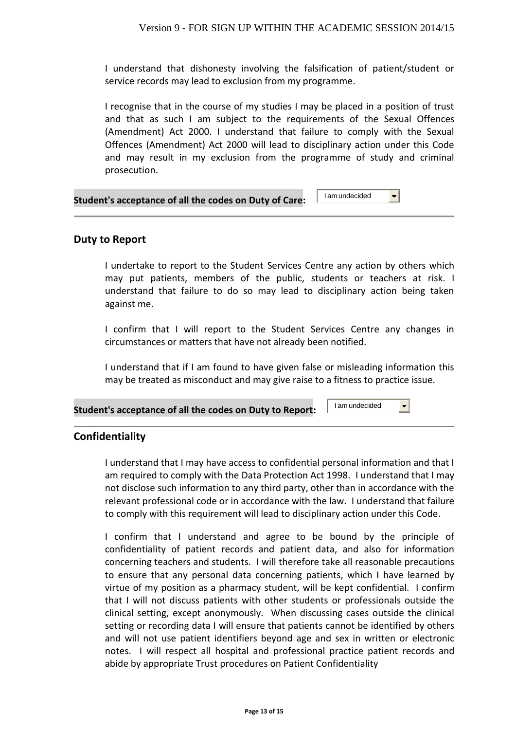I understand that dishonesty involving the falsification of patient/student or service records may lead to exclusion from my programme.

I recognise that in the course of my studies I may be placed in a position of trust and that as such I am subject to the requirements of the Sexual Offences (Amendment) Act 2000. I understand that failure to comply with the Sexual Offences (Amendment) Act 2000 will lead to disciplinary action under this Code and may result in my exclusion from the programme of study and criminal prosecution.

**Student's acceptance of all the codes on Duty of Care:** I am undecided

## Duty to Report

I undertake to report to the Student Services Centre any action by others which may put patients, members of the public, students or teachers at risk. I understand that failure to do so may lead to disciplinary action being taken against me.

I confirm that I will report to the Student Services Centre any changes in circumstances or matters that have not already been notified.

I understand that if I am found to have given false or misleading information this may be treated as misconduct and may give raise to a fitness to practice issue.

**Student's acceptance of all the codes on Duty to Report:** I am undecided

## Confidentiality

I understand that I may have access to confidential personal information and that I am required to comply with the Data Protection Act 1998. I understand that I may not disclose such information to any third party, other than in accordance with the relevant professional code or in accordance with the law. I understand that failure to comply with this requirement will lead to disciplinary action under this Code.

I confirm that I understand and agree to be bound by the principle of confidentiality of patient records and patient data, and also for information concerning teachers and students. I will therefore take all reasonable precautions to ensure that any personal data concerning patients, which I have learned by virtue of my position as a pharmacy student, will be kept confidential. I confirm that I will not discuss patients with other students or professionals outside the clinical setting, except anonymously. When discussing cases outside the clinical setting or recording data I will ensure that patients cannot be identified by others and will not use patient identifiers beyond age and sex in written or electronic notes. I will respect all hospital and professional practice patient records and abide by appropriate Trust procedures on Patient Confidentiality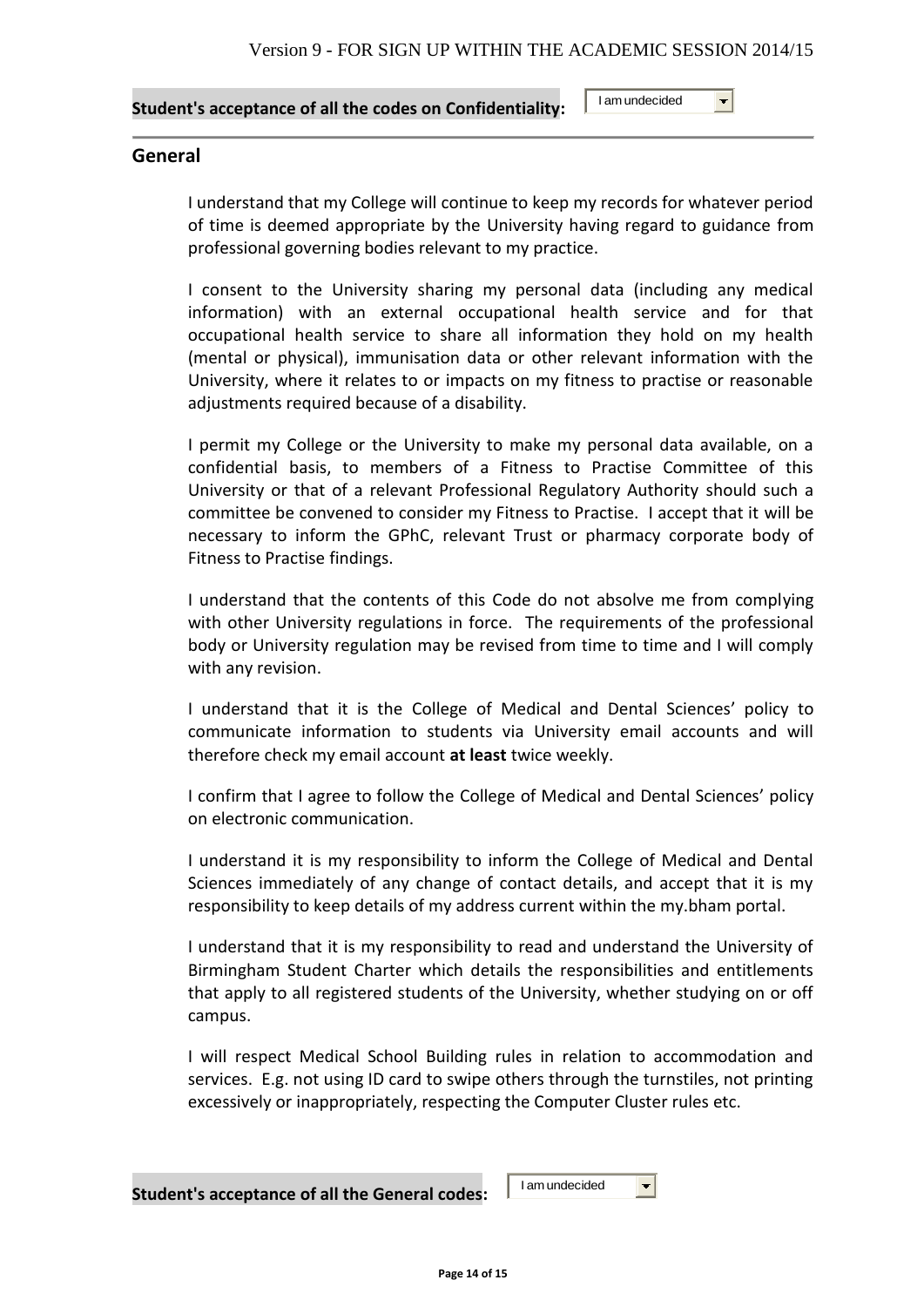**Student's acceptance of all the codes on Confidentiality:** I am undecided

---

## General

I understand that my College will continue to keep my records for whatever period of time is deemed appropriate by the University having regard to guidance from professional governing bodies relevant to my practice.

I consent to the University sharing my personal data (including any medical information) with an external occupational health service and for that occupational health service to share all information they hold on my health (mental or physical), immunisation data or other relevant information with the University, where it relates to or impacts on my fitness to practise or reasonable adjustments required because of a disability.

I permit my College or the University to make my personal data available, on a confidential basis, to members of a Fitness to Practise Committee of this University or that of a relevant Professional Regulatory Authority should such a committee be convened to consider my Fitness to Practise. I accept that it will be necessary to inform the GPhC, relevant Trust or pharmacy corporate body of Fitness to Practise findings.

I understand that the contents of this Code do not absolve me from complying with other University regulations in force. The requirements of the professional body or University regulation may be revised from time to time and I will comply with any revision.

I understand that it is the College of Medical and Dental Sciences' policy to communicate information to students via University email accounts and will therefore check my email account **at least** twice weekly.

I confirm that I agree to follow the College of Medical and Dental Sciences' policy on electronic communication.

I understand it is my responsibility to inform the College of Medical and Dental Sciences immediately of any change of contact details, and accept that it is my responsibility to keep details of my address current within the my.bham portal.

I understand that it is my responsibility to read and understand the University of Birmingham Student Charter which details the responsibilities and entitlements that apply to all registered students of the University, whether studying on or off campus.

I will respect Medical School Building rules in relation to accommodation and services. E.g. not using ID card to swipe others through the turnstiles, not printing excessively or inappropriately, respecting the Computer Cluster rules etc.

**Student's acceptance of all the General codes:** I am undecided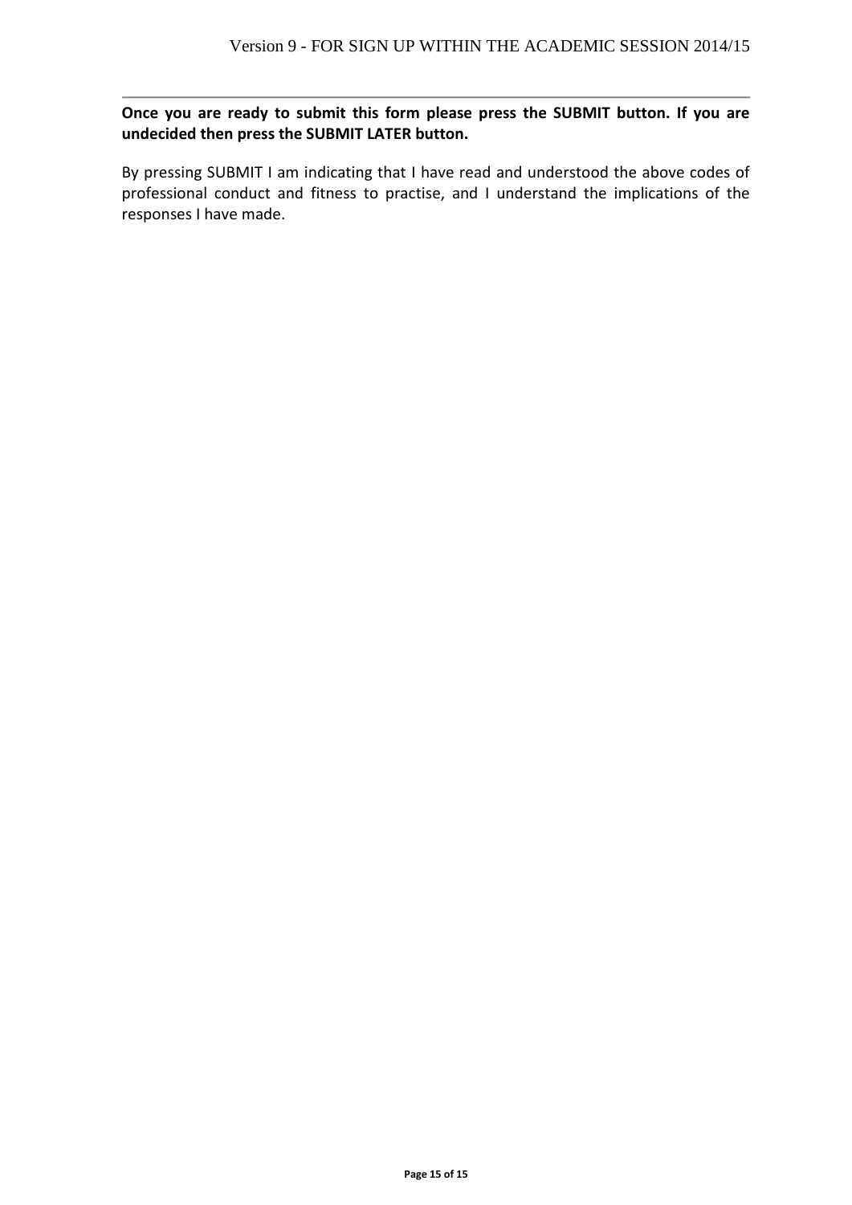**Once you are ready to submit this form please press the SUBMIT button. If you are undecided then press the SUBMIT LATER button.**

By pressing SUBMIT I am indicating that I have read and understood the above codes of professional conduct and fitness to practise, and I understand the implications of the responses I have made.